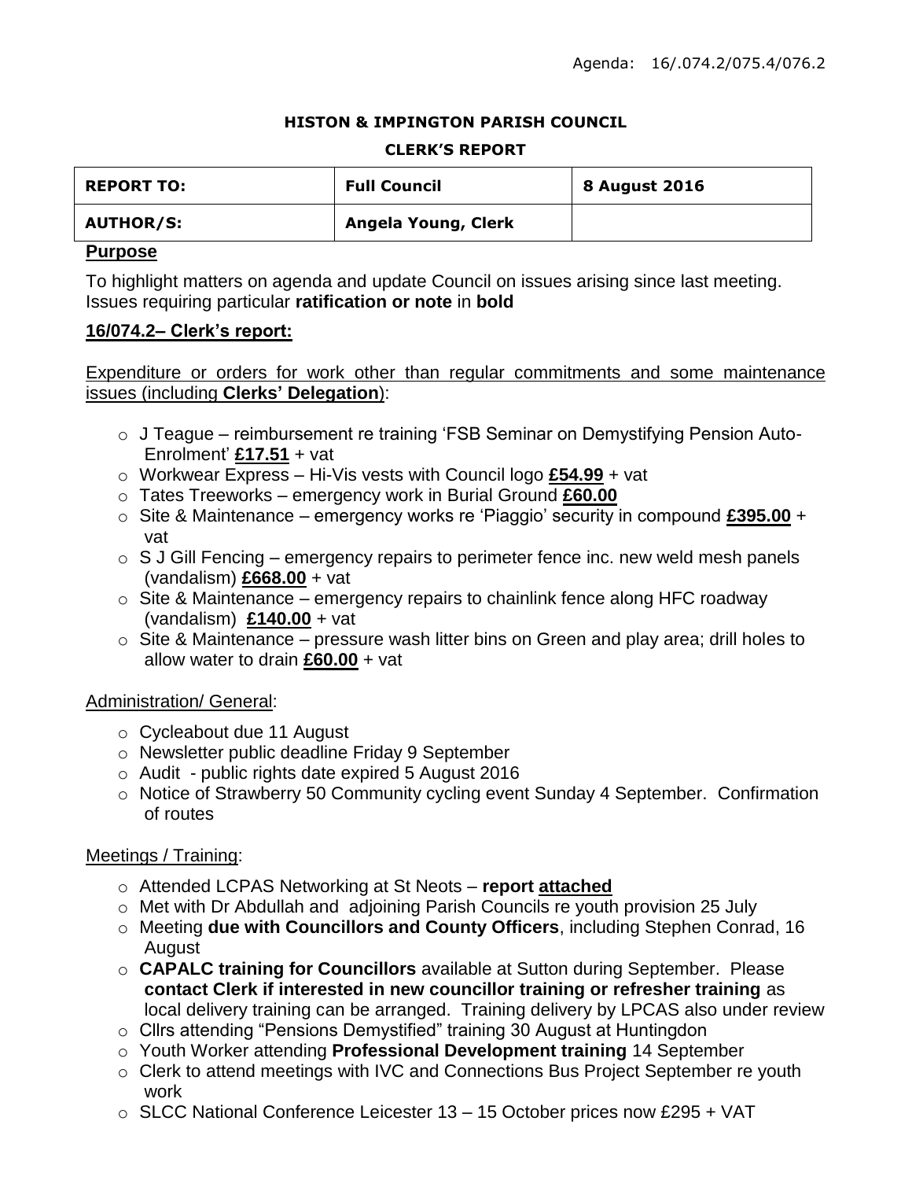Agenda: 16/.074.2/075.4/076.2

**HISTON & IMPINGTON PARISH COUNCIL**

**CLERK'S REPORT**

| | | |
|---|---|---|
| **REPORT TO:** | **Full Council** | **8 August 2016** |
| **AUTHOR/S:** | **Angela Young, Clerk** | |

## Purpose

To highlight matters on agenda and update Council on issues arising since last meeting. Issues requiring particular **ratification or note** in **bold**

## 16/074.2– Clerk's report:

Expenditure or orders for work other than regular commitments and some maintenance issues (including **Clerks' Delegation**):

- J Teague – reimbursement re training 'FSB Seminar on Demystifying Pension Auto-Enrolment' **£17.51** + vat
- Workwear Express – Hi-Vis vests with Council logo **£54.99** + vat
- Tates Treeworks – emergency work in Burial Ground **£60.00**
- Site & Maintenance – emergency works re 'Piaggio' security in compound **£395.00** + vat
- S J Gill Fencing – emergency repairs to perimeter fence inc. new weld mesh panels (vandalism) **£668.00** + vat
- Site & Maintenance – emergency repairs to chainlink fence along HFC roadway (vandalism) **£140.00** + vat
- Site & Maintenance – pressure wash litter bins on Green and play area; drill holes to allow water to drain **£60.00** + vat

Administration/ General:

- Cycleabout due 11 August
- Newsletter public deadline Friday 9 September
- Audit - public rights date expired 5 August 2016
- Notice of Strawberry 50 Community cycling event Sunday 4 September. Confirmation of routes

Meetings / Training:

- Attended LCPAS Networking at St Neots – **report attached**
- Met with Dr Abdullah and adjoining Parish Councils re youth provision 25 July
- Meeting **due with Councillors and County Officers**, including Stephen Conrad, 16 August
- **CAPALC training for Councillors** available at Sutton during September. Please **contact Clerk if interested in new councillor training or refresher training** as local delivery training can be arranged. Training delivery by LPCAS also under review
- Cllrs attending "Pensions Demystified" training 30 August at Huntingdon
- Youth Worker attending **Professional Development training** 14 September
- Clerk to attend meetings with IVC and Connections Bus Project September re youth work
- SLCC National Conference Leicester 13 – 15 October prices now £295 + VAT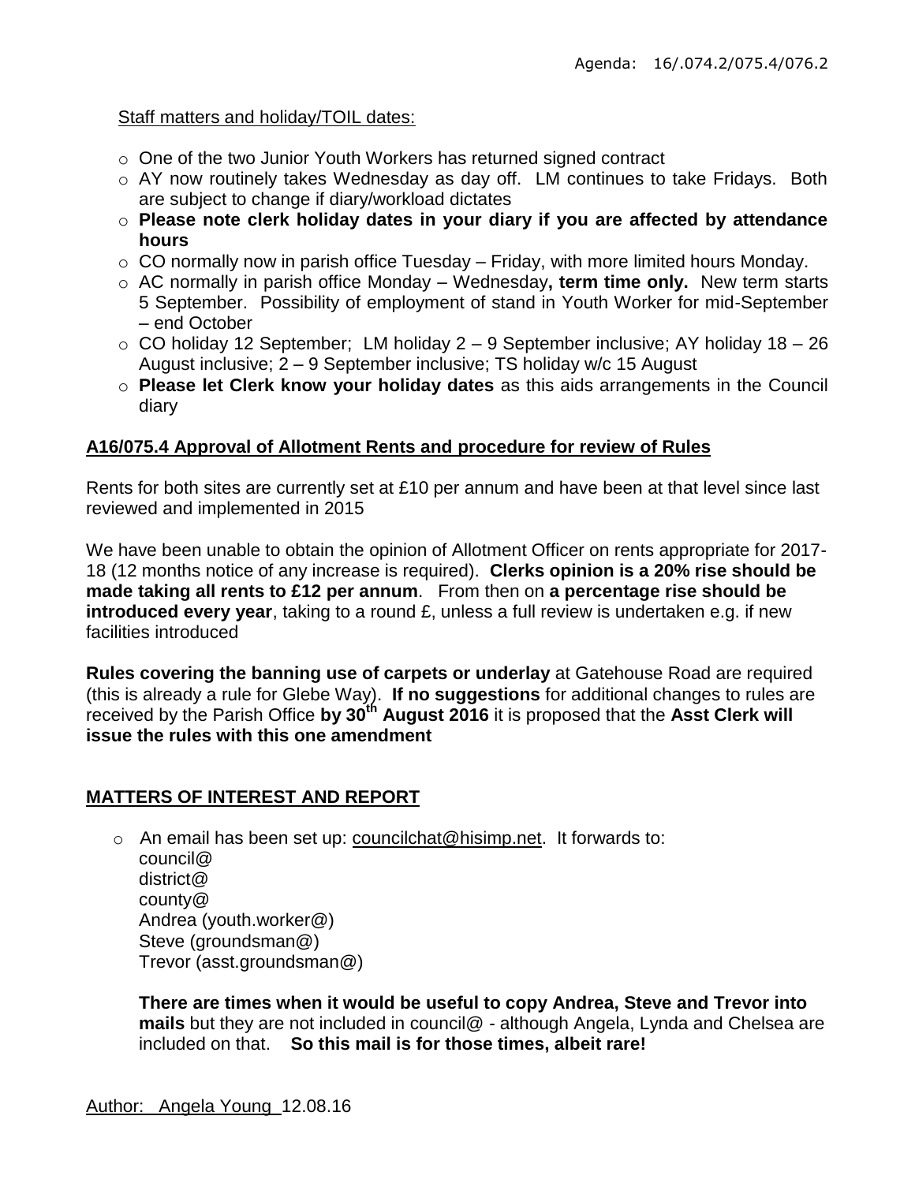Agenda: 16/.074.2/075.4/076.2

Staff matters and holiday/TOIL dates:

- One of the two Junior Youth Workers has returned signed contract
- AY now routinely takes Wednesday as day off. LM continues to take Fridays. Both are subject to change if diary/workload dictates
- **Please note clerk holiday dates in your diary if you are affected by attendance hours**
- CO normally now in parish office Tuesday – Friday, with more limited hours Monday.
- AC normally in parish office Monday – Wednesday**, term time only.** New term starts 5 September. Possibility of employment of stand in Youth Worker for mid-September – end October
- CO holiday 12 September; LM holiday 2 – 9 September inclusive; AY holiday 18 – 26 August inclusive; 2 – 9 September inclusive; TS holiday w/c 15 August
- **Please let Clerk know your holiday dates** as this aids arrangements in the Council diary

## A16/075.4 Approval of Allotment Rents and procedure for review of Rules

Rents for both sites are currently set at £10 per annum and have been at that level since last reviewed and implemented in 2015

We have been unable to obtain the opinion of Allotment Officer on rents appropriate for 2017-18 (12 months notice of any increase is required). **Clerks opinion is a 20% rise should be made taking all rents to £12 per annum**. From then on **a percentage rise should be introduced every year**, taking to a round £, unless a full review is undertaken e.g. if new facilities introduced

**Rules covering the banning use of carpets or underlay** at Gatehouse Road are required (this is already a rule for Glebe Way). **If no suggestions** for additional changes to rules are received by the Parish Office **by 30th August 2016** it is proposed that the **Asst Clerk will issue the rules with this one amendment**

## MATTERS OF INTEREST AND REPORT

- An email has been set up: councilchat@hisimp.net. It forwards to:
  council@
  district@
  county@
  Andrea (youth.worker@)
  Steve (groundsman@)
  Trevor (asst.groundsman@)

  **There are times when it would be useful to copy Andrea, Steve and Trevor into mails** but they are not included in council@ - although Angela, Lynda and Chelsea are included on that. **So this mail is for those times, albeit rare!**

Author: Angela Young 12.08.16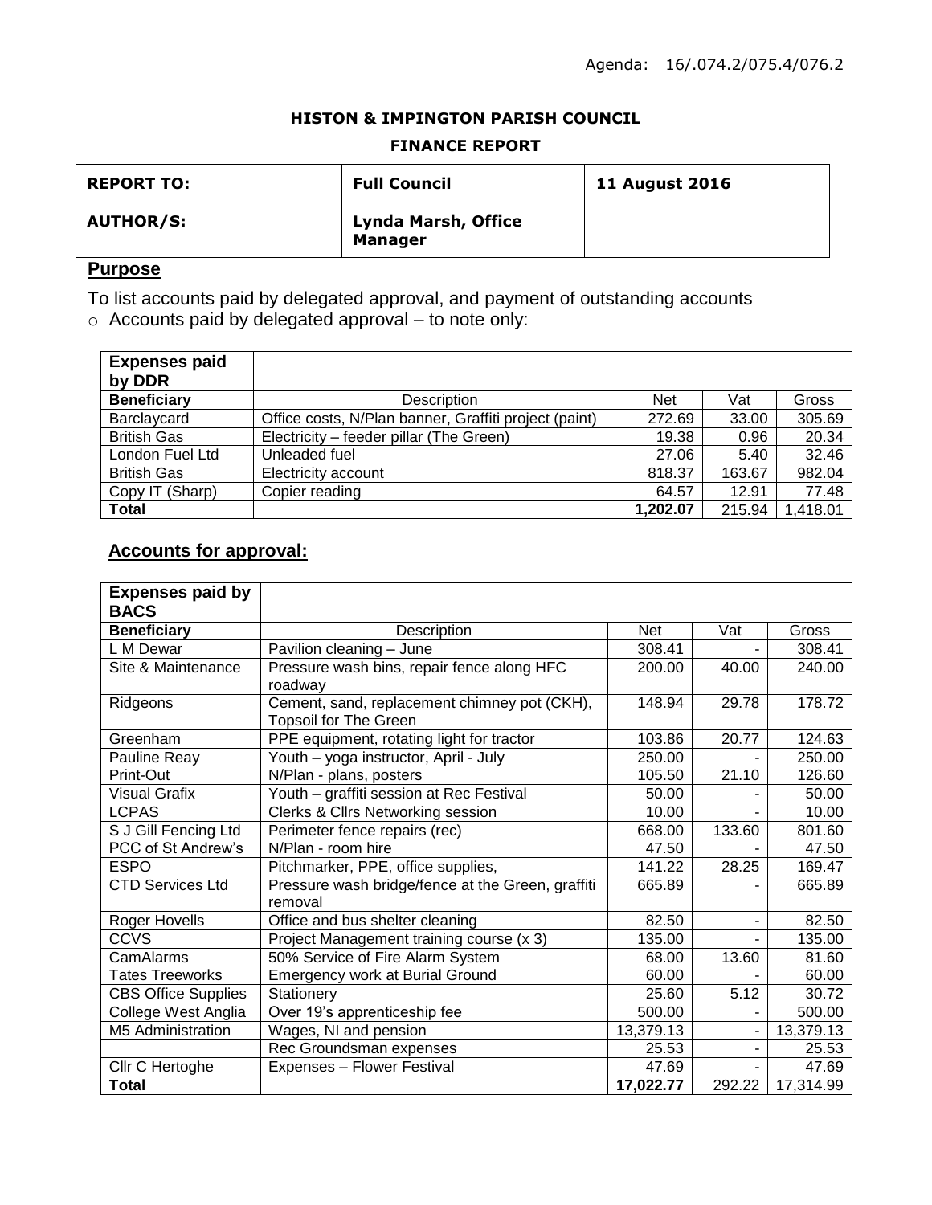Agenda: 16/.074.2/075.4/076.2

**HISTON & IMPINGTON PARISH COUNCIL**

**FINANCE REPORT**

| **REPORT TO:** | **Full Council** | **11 August 2016** |
|---|---|---|
| **AUTHOR/S:** | **Lynda Marsh, Office Manager** | |

## Purpose

To list accounts paid by delegated approval, and payment of outstanding accounts

- Accounts paid by delegated approval – to note only:

| **Expenses paid by DDR** | | | | |
|---|---|---|---|---|
| **Beneficiary** | Description | Net | Vat | Gross |
| Barclaycard | Office costs, N/Plan banner, Graffiti project (paint) | 272.69 | 33.00 | 305.69 |
| British Gas | Electricity – feeder pillar (The Green) | 19.38 | 0.96 | 20.34 |
| London Fuel Ltd | Unleaded fuel | 27.06 | 5.40 | 32.46 |
| British Gas | Electricity account | 818.37 | 163.67 | 982.04 |
| Copy IT (Sharp) | Copier reading | 64.57 | 12.91 | 77.48 |
| **Total** | | **1,202.07** | 215.94 | 1,418.01 |

## Accounts for approval:

| **Expenses paid by BACS** | | | | |
|---|---|---|---|---|
| **Beneficiary** | Description | Net | Vat | Gross |
| L M Dewar | Pavilion cleaning – June | 308.41 | - | 308.41 |
| Site & Maintenance | Pressure wash bins, repair fence along HFC roadway | 200.00 | 40.00 | 240.00 |
| Ridgeons | Cement, sand, replacement chimney pot (CKH), Topsoil for The Green | 148.94 | 29.78 | 178.72 |
| Greenham | PPE equipment, rotating light for tractor | 103.86 | 20.77 | 124.63 |
| Pauline Reay | Youth – yoga instructor, April - July | 250.00 | - | 250.00 |
| Print-Out | N/Plan - plans, posters | 105.50 | 21.10 | 126.60 |
| Visual Grafix | Youth – graffiti session at Rec Festival | 50.00 | - | 50.00 |
| LCPAS | Clerks & Cllrs Networking session | 10.00 | - | 10.00 |
| S J Gill Fencing Ltd | Perimeter fence repairs (rec) | 668.00 | 133.60 | 801.60 |
| PCC of St Andrew's | N/Plan - room hire | 47.50 | - | 47.50 |
| ESPO | Pitchmarker, PPE, office supplies, | 141.22 | 28.25 | 169.47 |
| CTD Services Ltd | Pressure wash bridge/fence at the Green, graffiti removal | 665.89 | - | 665.89 |
| Roger Hovells | Office and bus shelter cleaning | 82.50 | - | 82.50 |
| CCVS | Project Management training course (x 3) | 135.00 | - | 135.00 |
| CamAlarms | 50% Service of Fire Alarm System | 68.00 | 13.60 | 81.60 |
| Tates Treeworks | Emergency work at Burial Ground | 60.00 | - | 60.00 |
| CBS Office Supplies | Stationery | 25.60 | 5.12 | 30.72 |
| College West Anglia | Over 19's apprenticeship fee | 500.00 | - | 500.00 |
| M5 Administration | Wages, NI and pension | 13,379.13 | - | 13,379.13 |
| | Rec Groundsman expenses | 25.53 | - | 25.53 |
| Cllr C Hertoghe | Expenses – Flower Festival | 47.69 | - | 47.69 |
| **Total** | | **17,022.77** | 292.22 | 17,314.99 |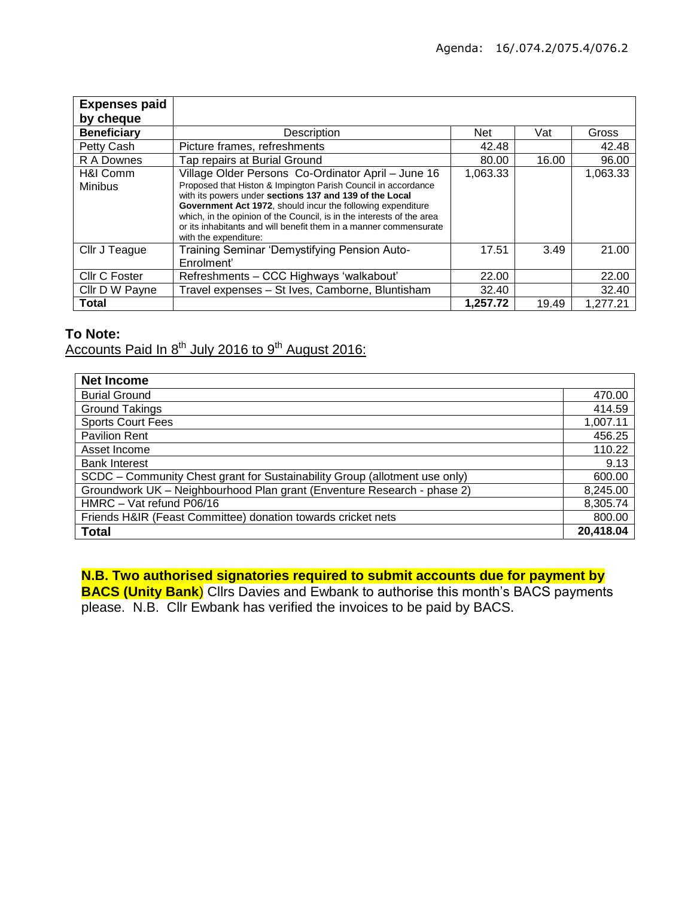Agenda: 16/.074.2/075.4/076.2

| **Expenses paid by cheque** | | | | |
|---|---|---|---|---|
| **Beneficiary** | Description | Net | Vat | Gross |
| Petty Cash | Picture frames, refreshments | 42.48 | | 42.48 |
| R A Downes | Tap repairs at Burial Ground | 80.00 | 16.00 | 96.00 |
| H&I Comm Minibus | Village Older Persons Co-Ordinator April – June 16<br>Proposed that Histon & Impington Parish Council in accordance with its powers under **sections 137 and 139 of the Local Government Act 1972**, should incur the following expenditure which, in the opinion of the Council, is in the interests of the area or its inhabitants and will benefit them in a manner commensurate with the expenditure: | 1,063.33 | | 1,063.33 |
| Cllr J Teague | Training Seminar 'Demystifying Pension Auto-Enrolment' | 17.51 | 3.49 | 21.00 |
| Cllr C Foster | Refreshments – CCC Highways 'walkabout' | 22.00 | | 22.00 |
| Cllr D W Payne | Travel expenses – St Ives, Camborne, Bluntisham | 32.40 | | 32.40 |
| **Total** | | **1,257.72** | 19.49 | 1,277.21 |

**To Note:**

Accounts Paid In 8th July 2016 to 9th August 2016:

| **Net Income** | |
|---|---|
| Burial Ground | 470.00 |
| Ground Takings | 414.59 |
| Sports Court Fees | 1,007.11 |
| Pavilion Rent | 456.25 |
| Asset Income | 110.22 |
| Bank Interest | 9.13 |
| SCDC – Community Chest grant for Sustainability Group (allotment use only) | 600.00 |
| Groundwork UK – Neighbourhood Plan grant (Enventure Research - phase 2) | 8,245.00 |
| HMRC – Vat refund P06/16 | 8,305.74 |
| Friends H&IR (Feast Committee) donation towards cricket nets | 800.00 |
| **Total** | **20,418.04** |

**N.B. Two authorised signatories required to submit accounts due for payment by BACS (Unity Bank**) Cllrs Davies and Ewbank to authorise this month's BACS payments please. N.B. Cllr Ewbank has verified the invoices to be paid by BACS.